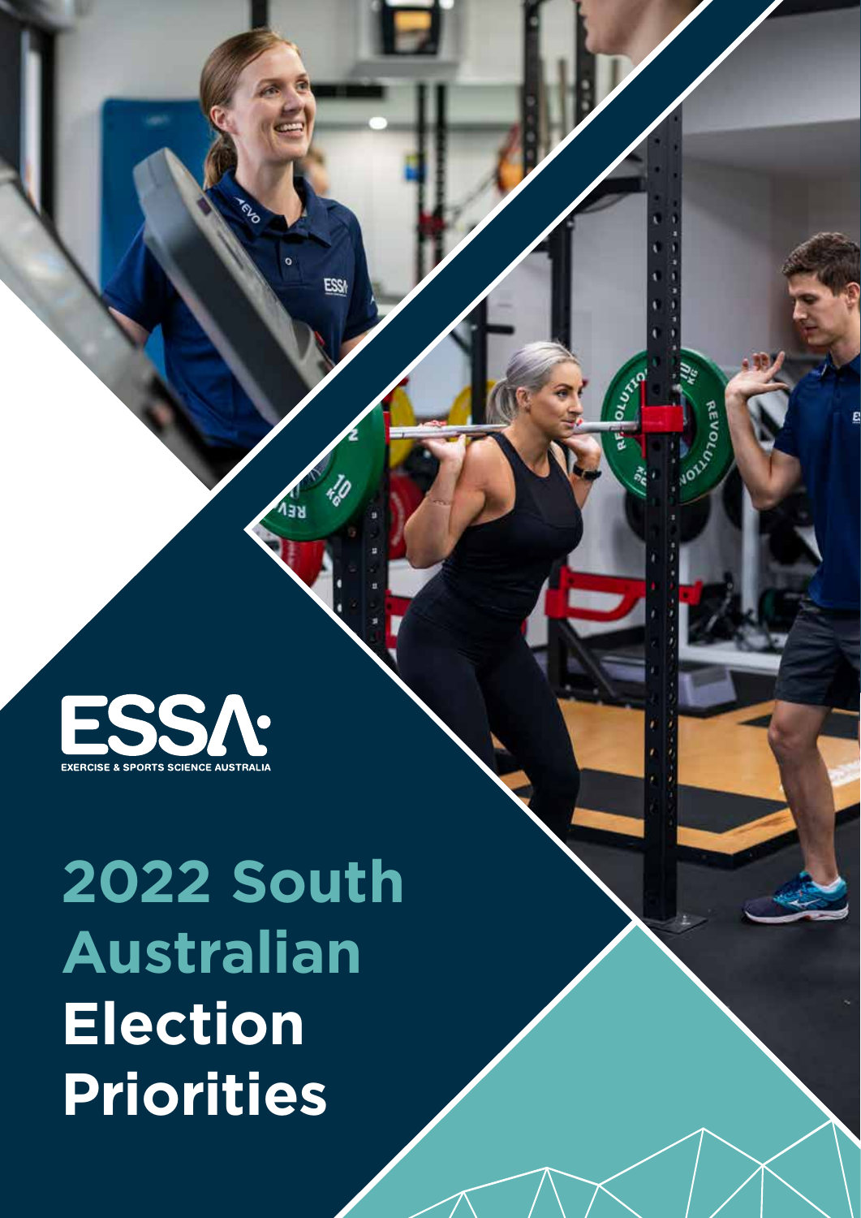ESSA

EXERCISE & SPORTS SCIENCE AUSTRALIA

# 2022 South Australian Election Priorities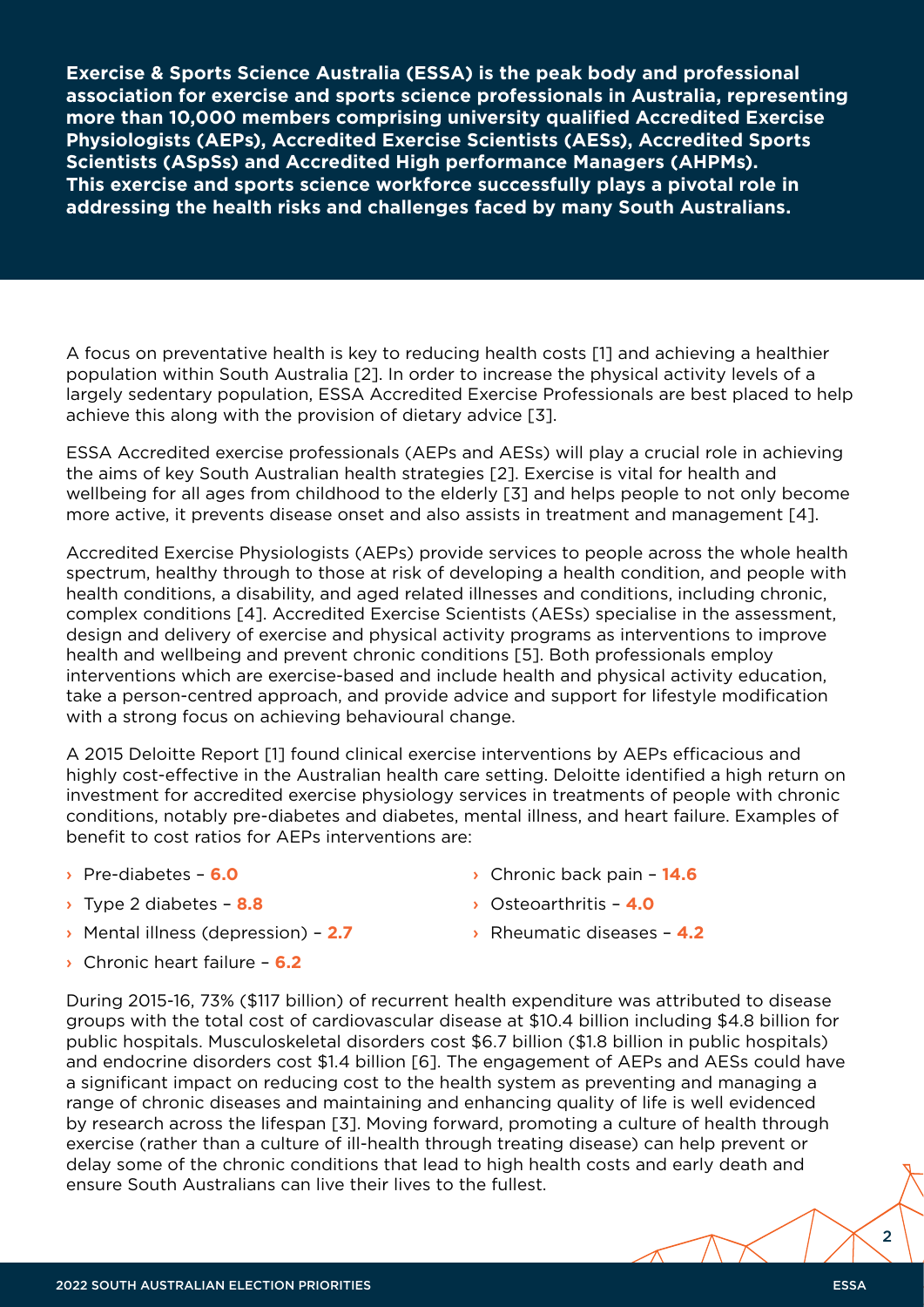**Exercise & Sports Science Australia (ESSA) is the peak body and professional association for exercise and sports science professionals in Australia, representing more than 10,000 members comprising university qualified Accredited Exercise Physiologists (AEPs), Accredited Exercise Scientists (AESs), Accredited Sports Scientists (ASpSs) and Accredited High performance Managers (AHPMs). This exercise and sports science workforce successfully plays a pivotal role in addressing the health risks and challenges faced by many South Australians.**

A focus on preventative health is key to reducing health costs [1] and achieving a healthier population within South Australia [2]. In order to increase the physical activity levels of a largely sedentary population, ESSA Accredited Exercise Professionals are best placed to help achieve this along with the provision of dietary advice [3].

ESSA Accredited exercise professionals (AEPs and AESs) will play a crucial role in achieving the aims of key South Australian health strategies [2]. Exercise is vital for health and wellbeing for all ages from childhood to the elderly [3] and helps people to not only become more active, it prevents disease onset and also assists in treatment and management [4].

Accredited Exercise Physiologists (AEPs) provide services to people across the whole health spectrum, healthy through to those at risk of developing a health condition, and people with health conditions, a disability, and aged related illnesses and conditions, including chronic, complex conditions [4]. Accredited Exercise Scientists (AESs) specialise in the assessment, design and delivery of exercise and physical activity programs as interventions to improve health and wellbeing and prevent chronic conditions [5]. Both professionals employ interventions which are exercise-based and include health and physical activity education, take a person-centred approach, and provide advice and support for lifestyle modification with a strong focus on achieving behavioural change.

A 2015 Deloitte Report [1] found clinical exercise interventions by AEPs efficacious and highly cost-effective in the Australian health care setting. Deloitte identified a high return on investment for accredited exercise physiology services in treatments of people with chronic conditions, notably pre-diabetes and diabetes, mental illness, and heart failure. Examples of benefit to cost ratios for AEPs interventions are:

- Pre-diabetes – **6.0**
- Type 2 diabetes – **8.8**
- Mental illness (depression) – **2.7**
- Chronic heart failure – **6.2**
- Chronic back pain – **14.6**
- Osteoarthritis – **4.0**
- Rheumatic diseases – **4.2**

During 2015-16, 73% ($117 billion) of recurrent health expenditure was attributed to disease groups with the total cost of cardiovascular disease at $10.4 billion including $4.8 billion for public hospitals. Musculoskeletal disorders cost $6.7 billion ($1.8 billion in public hospitals) and endocrine disorders cost $1.4 billion [6]. The engagement of AEPs and AESs could have a significant impact on reducing cost to the health system as preventing and managing a range of chronic diseases and maintaining and enhancing quality of life is well evidenced by research across the lifespan [3]. Moving forward, promoting a culture of health through exercise (rather than a culture of ill-health through treating disease) can help prevent or delay some of the chronic conditions that lead to high health costs and early death and ensure South Australians can live their lives to the fullest.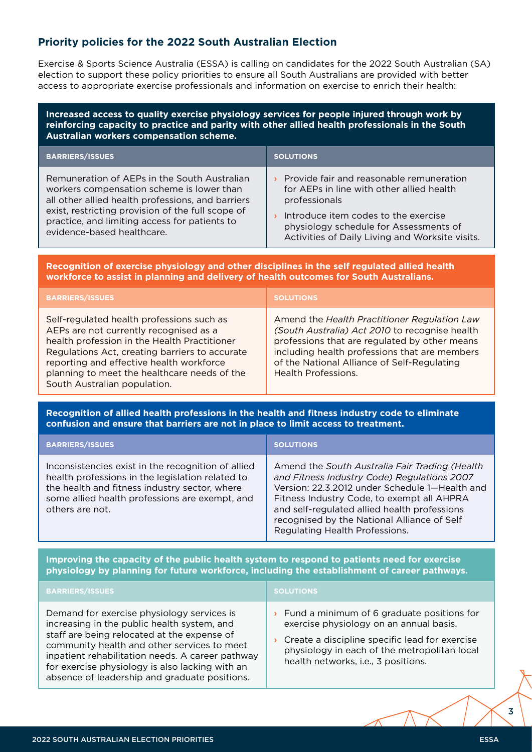## Priority policies for the 2022 South Australian Election

Exercise & Sports Science Australia (ESSA) is calling on candidates for the 2022 South Australian (SA) election to support these policy priorities to ensure all South Australians are provided with better access to appropriate exercise professionals and information on exercise to enrich their health:

**Increased access to quality exercise physiology services for people injured through work by reinforcing capacity to practice and parity with other allied health professionals in the South Australian workers compensation scheme.**

| BARRIERS/ISSUES | SOLUTIONS |
| --- | --- |
| Remuneration of AEPs in the South Australian workers compensation scheme is lower than all other allied health professions, and barriers exist, restricting provision of the full scope of practice, and limiting access for patients to evidence-based healthcare. | › Provide fair and reasonable remuneration for AEPs in line with other allied health professionals<br>› Introduce item codes to the exercise physiology schedule for Assessments of Activities of Daily Living and Worksite visits. |

**Recognition of exercise physiology and other disciplines in the self regulated allied health workforce to assist in planning and delivery of health outcomes for South Australians.**

| BARRIERS/ISSUES | SOLUTIONS |
| --- | --- |
| Self-regulated health professions such as AEPs are not currently recognised as a health profession in the Health Practitioner Regulations Act, creating barriers to accurate reporting and effective health workforce planning to meet the healthcare needs of the South Australian population. | Amend the *Health Practitioner Regulation Law (South Australia) Act 2010* to recognise health professions that are regulated by other means including health professions that are members of the National Alliance of Self-Regulating Health Professions. |

**Recognition of allied health professions in the health and fitness industry code to eliminate confusion and ensure that barriers are not in place to limit access to treatment.**

| BARRIERS/ISSUES | SOLUTIONS |
| --- | --- |
| Inconsistencies exist in the recognition of allied health professions in the legislation related to the health and fitness industry sector, where some allied health professions are exempt, and others are not. | Amend the *South Australia Fair Trading (Health and Fitness Industry Code) Regulations 2007* Version: 22.3.2012 under Schedule 1—Health and Fitness Industry Code, to exempt all AHPRA and self-regulated allied health professions recognised by the National Alliance of Self Regulating Health Professions. |

**Improving the capacity of the public health system to respond to patients need for exercise physiology by planning for future workforce, including the establishment of career pathways.**

| BARRIERS/ISSUES | SOLUTIONS |
| --- | --- |
| Demand for exercise physiology services is increasing in the public health system, and staff are being relocated at the expense of community health and other services to meet inpatient rehabilitation needs. A career pathway for exercise physiology is also lacking with an absence of leadership and graduate positions. | › Fund a minimum of 6 graduate positions for exercise physiology on an annual basis.<br>› Create a discipline specific lead for exercise physiology in each of the metropolitan local health networks, i.e., 3 positions. |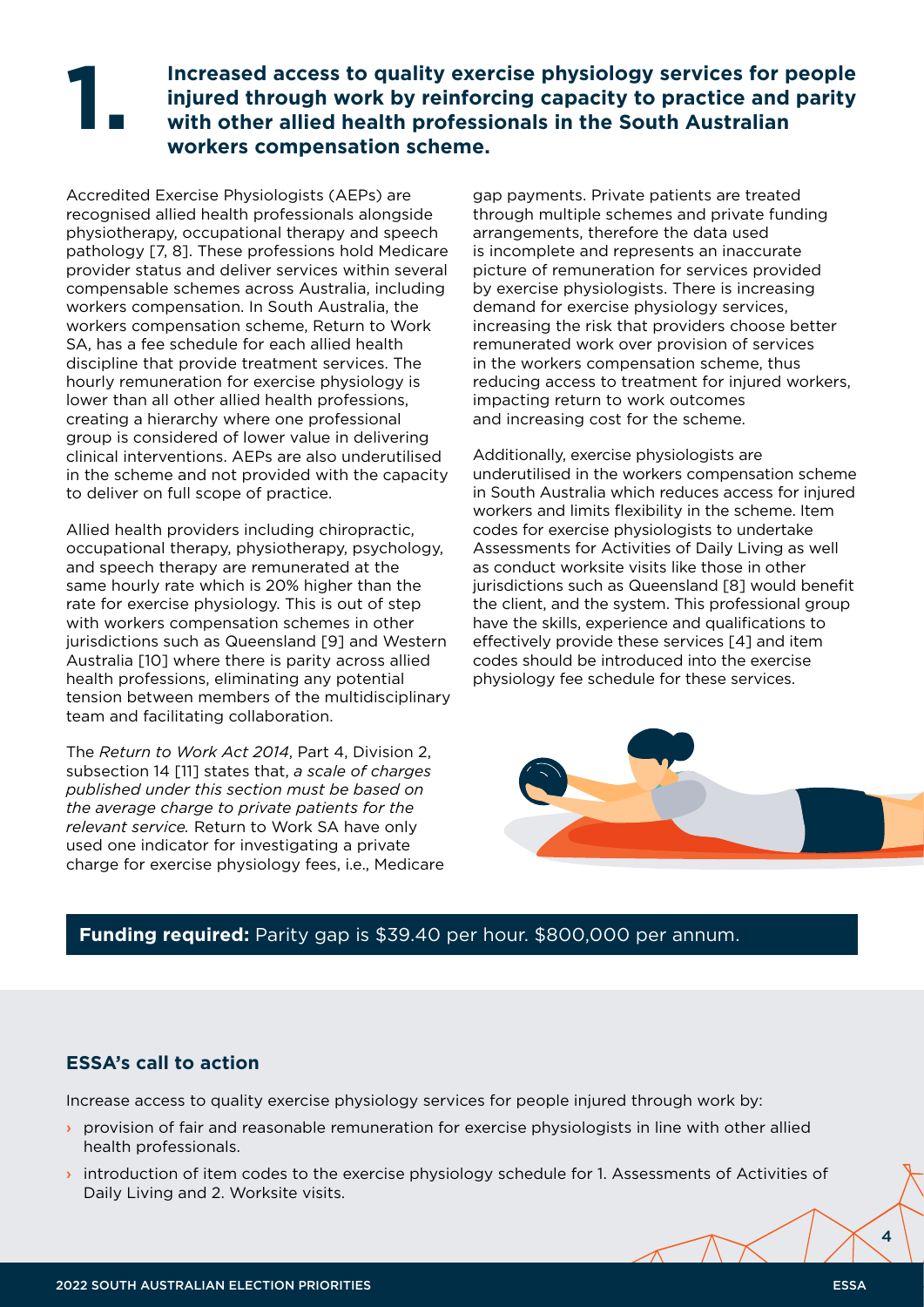# 1. Increased access to quality exercise physiology services for people injured through work by reinforcing capacity to practice and parity with other allied health professionals in the South Australian workers compensation scheme.

Accredited Exercise Physiologists (AEPs) are recognised allied health professionals alongside physiotherapy, occupational therapy and speech pathology [7, 8]. These professions hold Medicare provider status and deliver services within several compensable schemes across Australia, including workers compensation. In South Australia, the workers compensation scheme, Return to Work SA, has a fee schedule for each allied health discipline that provide treatment services. The hourly remuneration for exercise physiology is lower than all other allied health professions, creating a hierarchy where one professional group is considered of lower value in delivering clinical interventions. AEPs are also underutilised in the scheme and not provided with the capacity to deliver on full scope of practice.

Allied health providers including chiropractic, occupational therapy, physiotherapy, psychology, and speech therapy are remunerated at the same hourly rate which is 20% higher than the rate for exercise physiology. This is out of step with workers compensation schemes in other jurisdictions such as Queensland [9] and Western Australia [10] where there is parity across allied health professions, eliminating any potential tension between members of the multidisciplinary team and facilitating collaboration.

The *Return to Work Act 2014*, Part 4, Division 2, subsection 14 [11] states that, *a scale of charges published under this section must be based on the average charge to private patients for the relevant service.* Return to Work SA have only used one indicator for investigating a private charge for exercise physiology fees, i.e., Medicare gap payments. Private patients are treated through multiple schemes and private funding arrangements, therefore the data used is incomplete and represents an inaccurate picture of remuneration for services provided by exercise physiologists. There is increasing demand for exercise physiology services, increasing the risk that providers choose better remunerated work over provision of services in the workers compensation scheme, thus reducing access to treatment for injured workers, impacting return to work outcomes and increasing cost for the scheme.

Additionally, exercise physiologists are underutilised in the workers compensation scheme in South Australia which reduces access for injured workers and limits flexibility in the scheme. Item codes for exercise physiologists to undertake Assessments for Activities of Daily Living as well as conduct worksite visits like those in other jurisdictions such as Queensland [8] would benefit the client, and the system. This professional group have the skills, experience and qualifications to effectively provide these services [4] and item codes should be introduced into the exercise physiology fee schedule for these services.

**Funding required:** Parity gap is $39.40 per hour. $800,000 per annum.

## ESSA's call to action

Increase access to quality exercise physiology services for people injured through work by:

- provision of fair and reasonable remuneration for exercise physiologists in line with other allied health professionals.
- introduction of item codes to the exercise physiology schedule for 1. Assessments of Activities of Daily Living and 2. Worksite visits.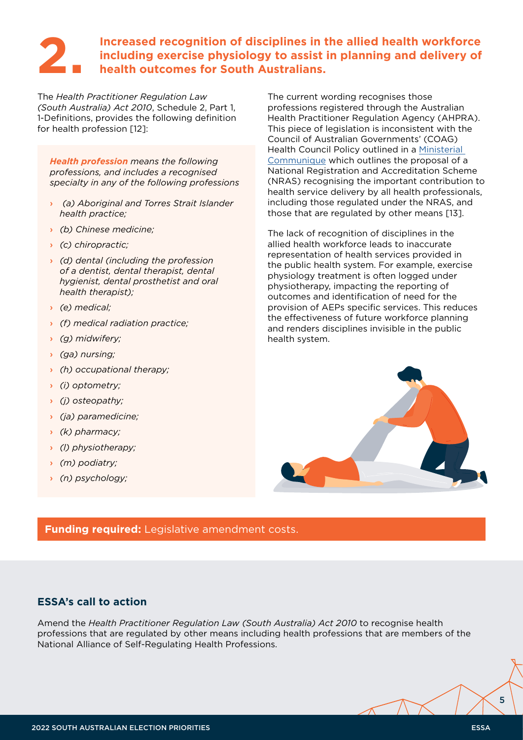# 2. Increased recognition of disciplines in the allied health workforce including exercise physiology to assist in planning and delivery of health outcomes for South Australians.

The *Health Practitioner Regulation Law (South Australia) Act 2010*, Schedule 2, Part 1, 1-Definitions, provides the following definition for health profession [12]:

> ***Health profession*** *means the following professions, and includes a recognised specialty in any of the following professions*
>
> - *(a) Aboriginal and Torres Strait Islander health practice;*
> - *(b) Chinese medicine;*
> - *(c) chiropractic;*
> - *(d) dental (including the profession of a dentist, dental therapist, dental hygienist, dental prosthetist and oral health therapist);*
> - *(e) medical;*
> - *(f) medical radiation practice;*
> - *(g) midwifery;*
> - *(ga) nursing;*
> - *(h) occupational therapy;*
> - *(i) optometry;*
> - *(j) osteopathy;*
> - *(ja) paramedicine;*
> - *(k) pharmacy;*
> - *(l) physiotherapy;*
> - *(m) podiatry;*
> - *(n) psychology;*

The current wording recognises those professions registered through the Australian Health Practitioner Regulation Agency (AHPRA). This piece of legislation is inconsistent with the Council of Australian Governments' (COAG) Health Council Policy outlined in a Ministerial Communique which outlines the proposal of a National Registration and Accreditation Scheme (NRAS) recognising the important contribution to health service delivery by all health professionals, including those regulated under the NRAS, and those that are regulated by other means [13].

The lack of recognition of disciplines in the allied health workforce leads to inaccurate representation of health services provided in the public health system. For example, exercise physiology treatment is often logged under physiotherapy, impacting the reporting of outcomes and identification of need for the provision of AEPs specific services. This reduces the effectiveness of future workforce planning and renders disciplines invisible in the public health system.

**Funding required:** Legislative amendment costs.

### ESSA's call to action

Amend the *Health Practitioner Regulation Law (South Australia) Act 2010* to recognise health professions that are regulated by other means including health professions that are members of the National Alliance of Self-Regulating Health Professions.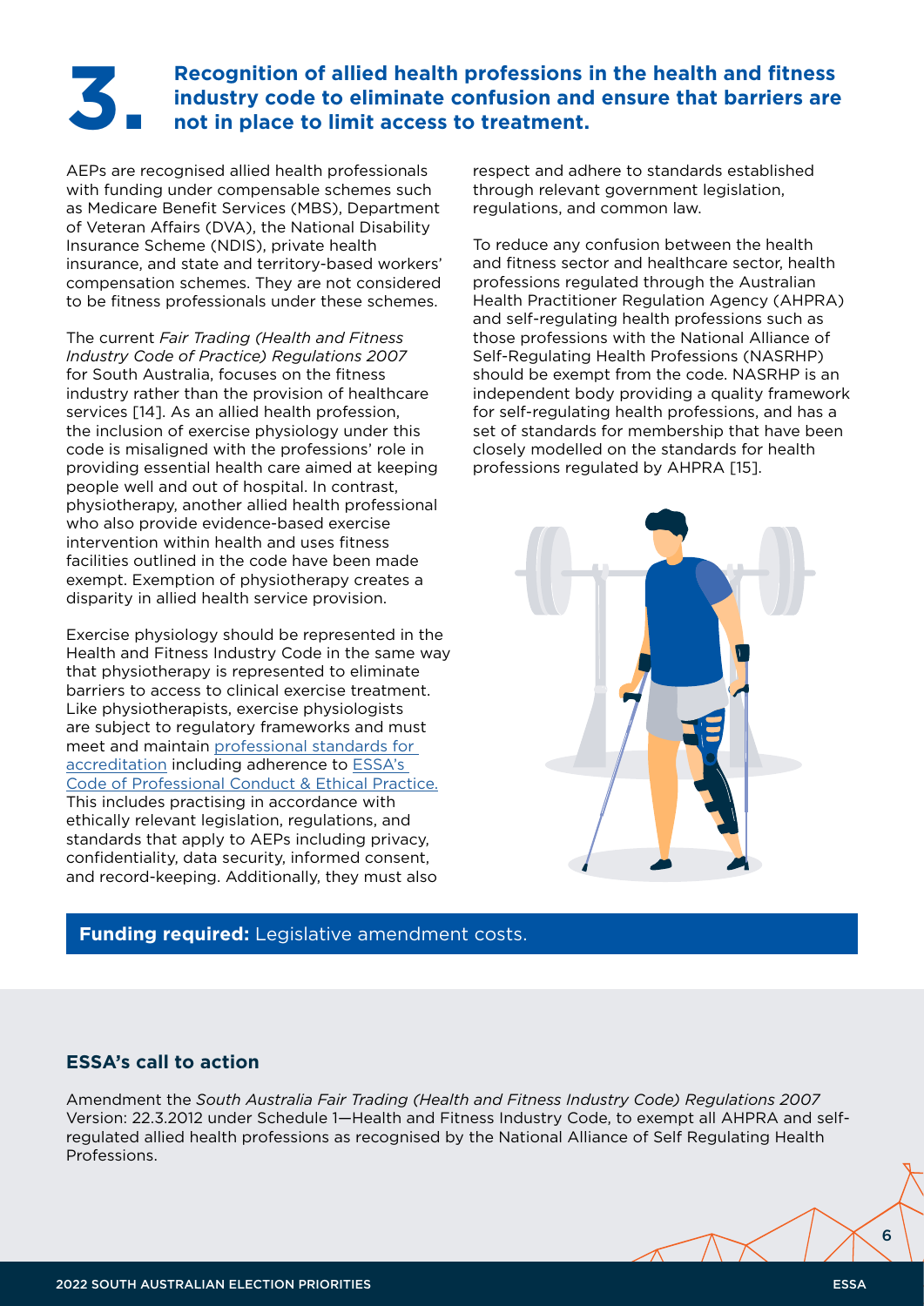## 3. Recognition of allied health professions in the health and fitness industry code to eliminate confusion and ensure that barriers are not in place to limit access to treatment.

AEPs are recognised allied health professionals with funding under compensable schemes such as Medicare Benefit Services (MBS), Department of Veteran Affairs (DVA), the National Disability Insurance Scheme (NDIS), private health insurance, and state and territory-based workers' compensation schemes. They are not considered to be fitness professionals under these schemes.

The current *Fair Trading (Health and Fitness Industry Code of Practice) Regulations 2007* for South Australia, focuses on the fitness industry rather than the provision of healthcare services [14]. As an allied health profession, the inclusion of exercise physiology under this code is misaligned with the professions' role in providing essential health care aimed at keeping people well and out of hospital. In contrast, physiotherapy, another allied health professional who also provide evidence-based exercise intervention within health and uses fitness facilities outlined in the code have been made exempt. Exemption of physiotherapy creates a disparity in allied health service provision.

Exercise physiology should be represented in the Health and Fitness Industry Code in the same way that physiotherapy is represented to eliminate barriers to access to clinical exercise treatment. Like physiotherapists, exercise physiologists are subject to regulatory frameworks and must meet and maintain professional standards for accreditation including adherence to ESSA's Code of Professional Conduct & Ethical Practice. This includes practising in accordance with ethically relevant legislation, regulations, and standards that apply to AEPs including privacy, confidentiality, data security, informed consent, and record-keeping. Additionally, they must also respect and adhere to standards established through relevant government legislation, regulations, and common law.

To reduce any confusion between the health and fitness sector and healthcare sector, health professions regulated through the Australian Health Practitioner Regulation Agency (AHPRA) and self-regulating health professions such as those professions with the National Alliance of Self-Regulating Health Professions (NASRHP) should be exempt from the code. NASRHP is an independent body providing a quality framework for self-regulating health professions, and has a set of standards for membership that have been closely modelled on the standards for health professions regulated by AHPRA [15].

**Funding required:** Legislative amendment costs.

### ESSA's call to action

Amendment the *South Australia Fair Trading (Health and Fitness Industry Code) Regulations 2007* Version: 22.3.2012 under Schedule 1—Health and Fitness Industry Code, to exempt all AHPRA and self-regulated allied health professions as recognised by the National Alliance of Self Regulating Health Professions.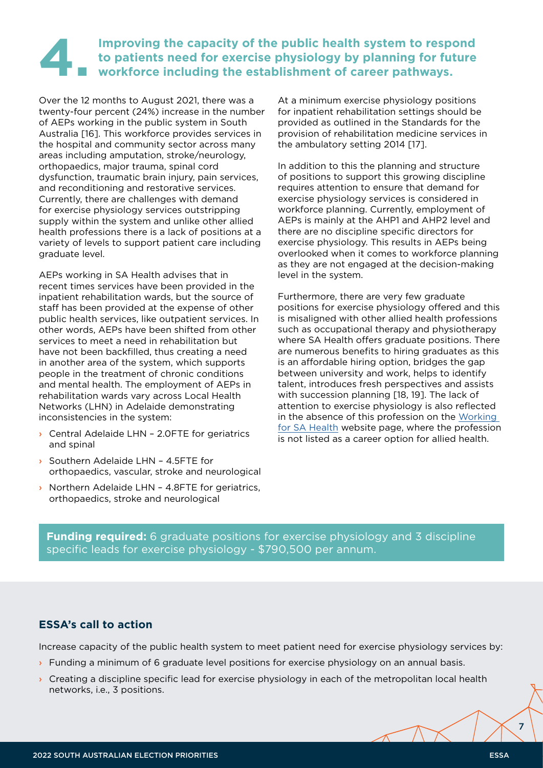## 4. Improving the capacity of the public health system to respond to patients need for exercise physiology by planning for future workforce including the establishment of career pathways.

Over the 12 months to August 2021, there was a twenty-four percent (24%) increase in the number of AEPs working in the public system in South Australia [16]. This workforce provides services in the hospital and community sector across many areas including amputation, stroke/neurology, orthopaedics, major trauma, spinal cord dysfunction, traumatic brain injury, pain services, and reconditioning and restorative services. Currently, there are challenges with demand for exercise physiology services outstripping supply within the system and unlike other allied health professions there is a lack of positions at a variety of levels to support patient care including graduate level.

AEPs working in SA Health advises that in recent times services have been provided in the inpatient rehabilitation wards, but the source of staff has been provided at the expense of other public health services, like outpatient services. In other words, AEPs have been shifted from other services to meet a need in rehabilitation but have not been backfilled, thus creating a need in another area of the system, which supports people in the treatment of chronic conditions and mental health. The employment of AEPs in rehabilitation wards vary across Local Health Networks (LHN) in Adelaide demonstrating inconsistencies in the system:

- Central Adelaide LHN – 2.0FTE for geriatrics and spinal
- Southern Adelaide LHN – 4.5FTE for orthopaedics, vascular, stroke and neurological
- Northern Adelaide LHN – 4.8FTE for geriatrics, orthopaedics, stroke and neurological

At a minimum exercise physiology positions for inpatient rehabilitation settings should be provided as outlined in the Standards for the provision of rehabilitation medicine services in the ambulatory setting 2014 [17].

In addition to this the planning and structure of positions to support this growing discipline requires attention to ensure that demand for exercise physiology services is considered in workforce planning. Currently, employment of AEPs is mainly at the AHP1 and AHP2 level and there are no discipline specific directors for exercise physiology. This results in AEPs being overlooked when it comes to workforce planning as they are not engaged at the decision-making level in the system.

Furthermore, there are very few graduate positions for exercise physiology offered and this is misaligned with other allied health professions such as occupational therapy and physiotherapy where SA Health offers graduate positions. There are numerous benefits to hiring graduates as this is an affordable hiring option, bridges the gap between university and work, helps to identify talent, introduces fresh perspectives and assists with succession planning [18, 19]. The lack of attention to exercise physiology is also reflected in the absence of this profession on the Working for SA Health website page, where the profession is not listed as a career option for allied health.

**Funding required:** 6 graduate positions for exercise physiology and 3 discipline specific leads for exercise physiology - $790,500 per annum.

### ESSA's call to action

Increase capacity of the public health system to meet patient need for exercise physiology services by:

- Funding a minimum of 6 graduate level positions for exercise physiology on an annual basis.
- Creating a discipline specific lead for exercise physiology in each of the metropolitan local health networks, i.e., 3 positions.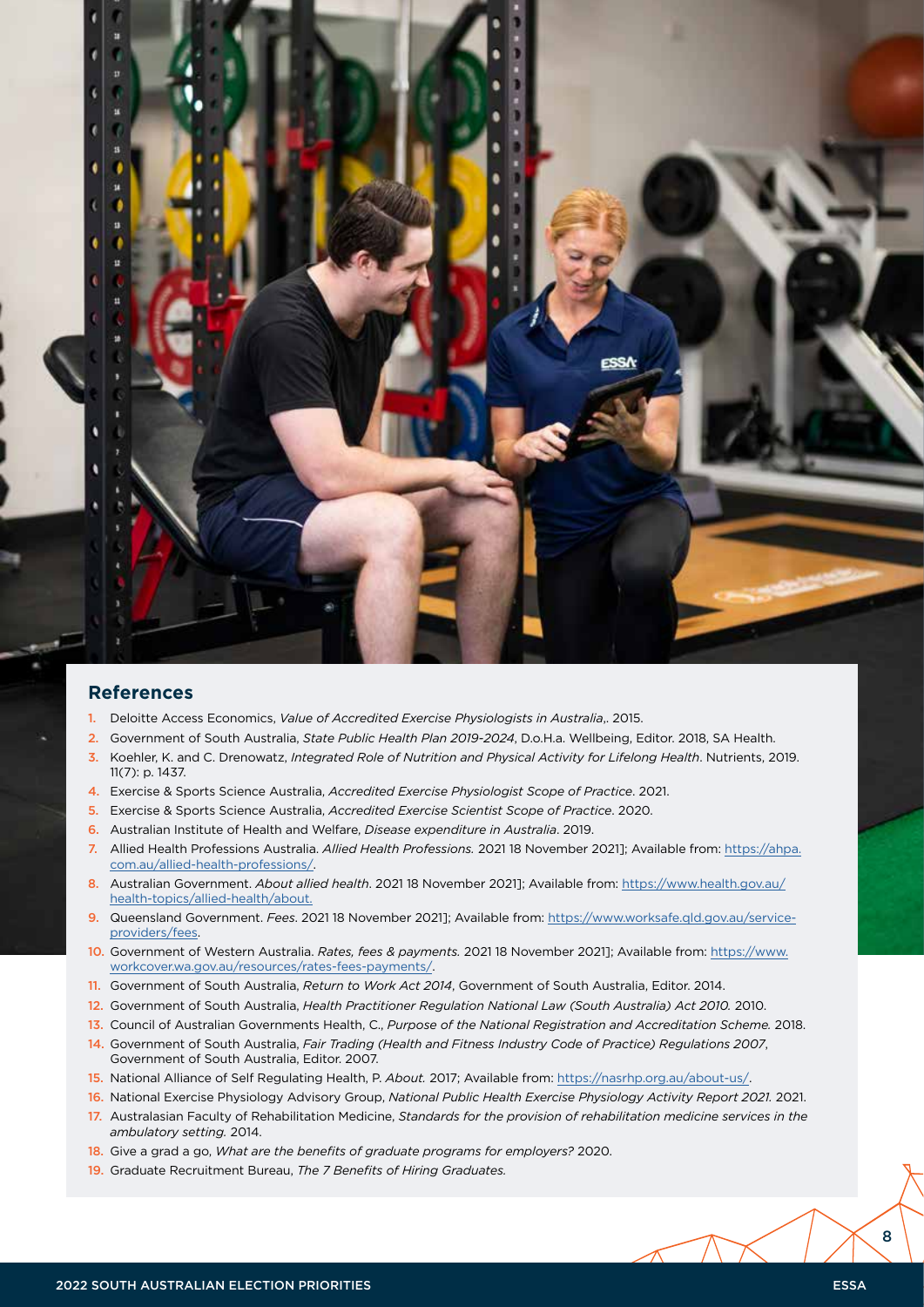## References

1. Deloitte Access Economics, *Value of Accredited Exercise Physiologists in Australia*,. 2015.
2. Government of South Australia, *State Public Health Plan 2019-2024*, D.o.H.a. Wellbeing, Editor. 2018, SA Health.
3. Koehler, K. and C. Drenowatz, *Integrated Role of Nutrition and Physical Activity for Lifelong Health*. Nutrients, 2019. 11(7): p. 1437.
4. Exercise & Sports Science Australia, *Accredited Exercise Physiologist Scope of Practice*. 2021.
5. Exercise & Sports Science Australia, *Accredited Exercise Scientist Scope of Practice*. 2020.
6. Australian Institute of Health and Welfare, *Disease expenditure in Australia*. 2019.
7. Allied Health Professions Australia. *Allied Health Professions.* 2021 18 November 2021]; Available from: https://ahpa.com.au/allied-health-professions/.
8. Australian Government. *About allied health*. 2021 18 November 2021]; Available from: https://www.health.gov.au/health-topics/allied-health/about.
9. Queensland Government. *Fees*. 2021 18 November 2021]; Available from: https://www.worksafe.qld.gov.au/service-providers/fees.
10. Government of Western Australia. *Rates, fees & payments.* 2021 18 November 2021]; Available from: https://www.workcover.wa.gov.au/resources/rates-fees-payments/.
11. Government of South Australia, *Return to Work Act 2014*, Government of South Australia, Editor. 2014.
12. Government of South Australia, *Health Practitioner Regulation National Law (South Australia) Act 2010.* 2010.
13. Council of Australian Governments Health, C., *Purpose of the National Registration and Accreditation Scheme.* 2018.
14. Government of South Australia, *Fair Trading (Health and Fitness Industry Code of Practice) Regulations 2007*, Government of South Australia, Editor. 2007.
15. National Alliance of Self Regulating Health, P. *About.* 2017; Available from: https://nasrhp.org.au/about-us/.
16. National Exercise Physiology Advisory Group, *National Public Health Exercise Physiology Activity Report 2021.* 2021.
17. Australasian Faculty of Rehabilitation Medicine, *Standards for the provision of rehabilitation medicine services in the ambulatory setting.* 2014.
18. Give a grad a go, *What are the benefits of graduate programs for employers?* 2020.
19. Graduate Recruitment Bureau, *The 7 Benefits of Hiring Graduates.*